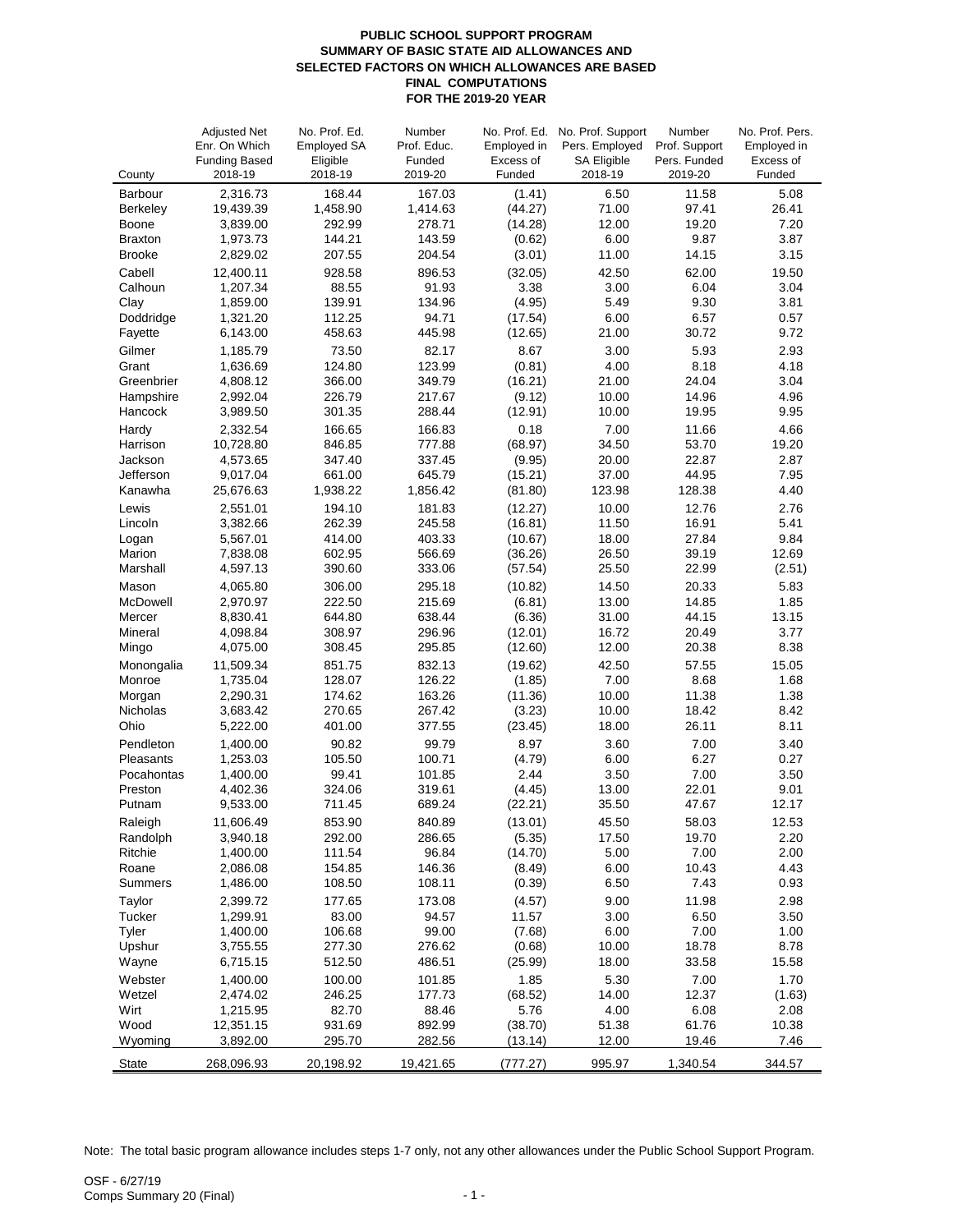# PUBLIC SCHOOL SUPPORT PROGRAM
## SUMMARY OF BASIC STATE AID ALLOWANCES AND SELECTED FACTORS ON WHICH ALLOWANCES ARE BASED
### FINAL COMPUTATIONS
### FOR THE 2019-20 YEAR

| County | Adjusted Net Enr. On Which Funding Based 2018-19 | No. Prof. Ed. Employed SA Eligible 2018-19 | Number Prof. Educ. Funded 2019-20 | No. Prof. Ed. Employed in Excess of Funded | No. Prof. Support Pers. Employed SA Eligible 2018-19 | Number Prof. Support Pers. Funded 2019-20 | No. Prof. Pers. Employed in Excess of Funded |
|---|---|---|---|---|---|---|---|
| Barbour | 2,316.73 | 168.44 | 167.03 | (1.41) | 6.50 | 11.58 | 5.08 |
| Berkeley | 19,439.39 | 1,458.90 | 1,414.63 | (44.27) | 71.00 | 97.41 | 26.41 |
| Boone | 3,839.00 | 292.99 | 278.71 | (14.28) | 12.00 | 19.20 | 7.20 |
| Braxton | 1,973.73 | 144.21 | 143.59 | (0.62) | 6.00 | 9.87 | 3.87 |
| Brooke | 2,829.02 | 207.55 | 204.54 | (3.01) | 11.00 | 14.15 | 3.15 |
| Cabell | 12,400.11 | 928.58 | 896.53 | (32.05) | 42.50 | 62.00 | 19.50 |
| Calhoun | 1,207.34 | 88.55 | 91.93 | 3.38 | 3.00 | 6.04 | 3.04 |
| Clay | 1,859.00 | 139.91 | 134.96 | (4.95) | 5.49 | 9.30 | 3.81 |
| Doddridge | 1,321.20 | 112.25 | 94.71 | (17.54) | 6.00 | 6.57 | 0.57 |
| Fayette | 6,143.00 | 458.63 | 445.98 | (12.65) | 21.00 | 30.72 | 9.72 |
| Gilmer | 1,185.79 | 73.50 | 82.17 | 8.67 | 3.00 | 5.93 | 2.93 |
| Grant | 1,636.69 | 124.80 | 123.99 | (0.81) | 4.00 | 8.18 | 4.18 |
| Greenbrier | 4,808.12 | 366.00 | 349.79 | (16.21) | 21.00 | 24.04 | 3.04 |
| Hampshire | 2,992.04 | 226.79 | 217.67 | (9.12) | 10.00 | 14.96 | 4.96 |
| Hancock | 3,989.50 | 301.35 | 288.44 | (12.91) | 10.00 | 19.95 | 9.95 |
| Hardy | 2,332.54 | 166.65 | 166.83 | 0.18 | 7.00 | 11.66 | 4.66 |
| Harrison | 10,728.80 | 846.85 | 777.88 | (68.97) | 34.50 | 53.70 | 19.20 |
| Jackson | 4,573.65 | 347.40 | 337.45 | (9.95) | 20.00 | 22.87 | 2.87 |
| Jefferson | 9,017.04 | 661.00 | 645.79 | (15.21) | 37.00 | 44.95 | 7.95 |
| Kanawha | 25,676.63 | 1,938.22 | 1,856.42 | (81.80) | 123.98 | 128.38 | 4.40 |
| Lewis | 2,551.01 | 194.10 | 181.83 | (12.27) | 10.00 | 12.76 | 2.76 |
| Lincoln | 3,382.66 | 262.39 | 245.58 | (16.81) | 11.50 | 16.91 | 5.41 |
| Logan | 5,567.01 | 414.00 | 403.33 | (10.67) | 18.00 | 27.84 | 9.84 |
| Marion | 7,838.08 | 602.95 | 566.69 | (36.26) | 26.50 | 39.19 | 12.69 |
| Marshall | 4,597.13 | 390.60 | 333.06 | (57.54) | 25.50 | 22.99 | (2.51) |
| Mason | 4,065.80 | 306.00 | 295.18 | (10.82) | 14.50 | 20.33 | 5.83 |
| McDowell | 2,970.97 | 222.50 | 215.69 | (6.81) | 13.00 | 14.85 | 1.85 |
| Mercer | 8,830.41 | 644.80 | 638.44 | (6.36) | 31.00 | 44.15 | 13.15 |
| Mineral | 4,098.84 | 308.97 | 296.96 | (12.01) | 16.72 | 20.49 | 3.77 |
| Mingo | 4,075.00 | 308.45 | 295.85 | (12.60) | 12.00 | 20.38 | 8.38 |
| Monongalia | 11,509.34 | 851.75 | 832.13 | (19.62) | 42.50 | 57.55 | 15.05 |
| Monroe | 1,735.04 | 128.07 | 126.22 | (1.85) | 7.00 | 8.68 | 1.68 |
| Morgan | 2,290.31 | 174.62 | 163.26 | (11.36) | 10.00 | 11.38 | 1.38 |
| Nicholas | 3,683.42 | 270.65 | 267.42 | (3.23) | 10.00 | 18.42 | 8.42 |
| Ohio | 5,222.00 | 401.00 | 377.55 | (23.45) | 18.00 | 26.11 | 8.11 |
| Pendleton | 1,400.00 | 90.82 | 99.79 | 8.97 | 3.60 | 7.00 | 3.40 |
| Pleasants | 1,253.03 | 105.50 | 100.71 | (4.79) | 6.00 | 6.27 | 0.27 |
| Pocahontas | 1,400.00 | 99.41 | 101.85 | 2.44 | 3.50 | 7.00 | 3.50 |
| Preston | 4,402.36 | 324.06 | 319.61 | (4.45) | 13.00 | 22.01 | 9.01 |
| Putnam | 9,533.00 | 711.45 | 689.24 | (22.21) | 35.50 | 47.67 | 12.17 |
| Raleigh | 11,606.49 | 853.90 | 840.89 | (13.01) | 45.50 | 58.03 | 12.53 |
| Randolph | 3,940.18 | 292.00 | 286.65 | (5.35) | 17.50 | 19.70 | 2.20 |
| Ritchie | 1,400.00 | 111.54 | 96.84 | (14.70) | 5.00 | 7.00 | 2.00 |
| Roane | 2,086.08 | 154.85 | 146.36 | (8.49) | 6.00 | 10.43 | 4.43 |
| Summers | 1,486.00 | 108.50 | 108.11 | (0.39) | 6.50 | 7.43 | 0.93 |
| Taylor | 2,399.72 | 177.65 | 173.08 | (4.57) | 9.00 | 11.98 | 2.98 |
| Tucker | 1,299.91 | 83.00 | 94.57 | 11.57 | 3.00 | 6.50 | 3.50 |
| Tyler | 1,400.00 | 106.68 | 99.00 | (7.68) | 6.00 | 7.00 | 1.00 |
| Upshur | 3,755.55 | 277.30 | 276.62 | (0.68) | 10.00 | 18.78 | 8.78 |
| Wayne | 6,715.15 | 512.50 | 486.51 | (25.99) | 18.00 | 33.58 | 15.58 |
| Webster | 1,400.00 | 100.00 | 101.85 | 1.85 | 5.30 | 7.00 | 1.70 |
| Wetzel | 2,474.02 | 246.25 | 177.73 | (68.52) | 14.00 | 12.37 | (1.63) |
| Wirt | 1,215.95 | 82.70 | 88.46 | 5.76 | 4.00 | 6.08 | 2.08 |
| Wood | 12,351.15 | 931.69 | 892.99 | (38.70) | 51.38 | 61.76 | 10.38 |
| Wyoming | 3,892.00 | 295.70 | 282.56 | (13.14) | 12.00 | 19.46 | 7.46 |
| State | 268,096.93 | 20,198.92 | 19,421.65 | (777.27) | 995.97 | 1,340.54 | 344.57 |

Note: The total basic program allowance includes steps 1-7 only, not any other allowances under the Public School Support Program.

OSF - 6/27/19
Comps Summary 20 (Final)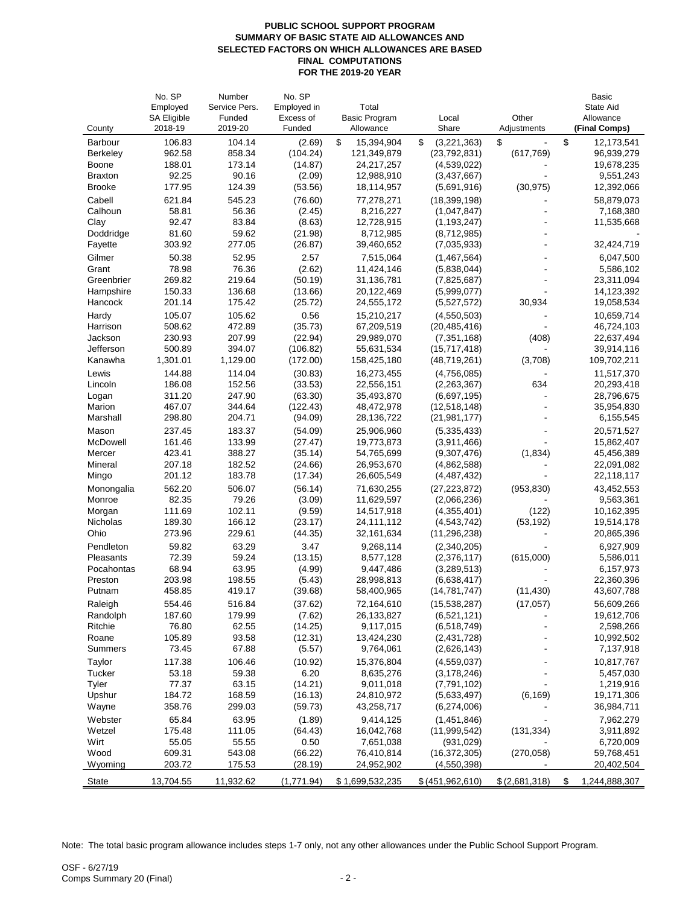**PUBLIC SCHOOL SUPPORT PROGRAM**
**SUMMARY OF BASIC STATE AID ALLOWANCES AND**
**SELECTED FACTORS ON WHICH ALLOWANCES ARE BASED**
**FINAL COMPUTATIONS**
**FOR THE 2019-20 YEAR**

| County | No. SP Employed SA Eligible 2018-19 | Number Service Pers. Funded 2019-20 | No. SP Employed in Excess of Funded | Total Basic Program Allowance | Local Share | Other Adjustments | Basic State Aid Allowance **(Final Comps)** |
|---|---|---|---|---|---|---|---|
| Barbour | 106.83 | 104.14 | (2.69) | $ 15,394,904 | $ (3,221,363) | $ - | $ 12,173,541 |
| Berkeley | 962.58 | 858.34 | (104.24) | 121,349,879 | (23,792,831) | (617,769) | 96,939,279 |
| Boone | 188.01 | 173.14 | (14.87) | 24,217,257 | (4,539,022) | - | 19,678,235 |
| Braxton | 92.25 | 90.16 | (2.09) | 12,988,910 | (3,437,667) | - | 9,551,243 |
| Brooke | 177.95 | 124.39 | (53.56) | 18,114,957 | (5,691,916) | (30,975) | 12,392,066 |
| Cabell | 621.84 | 545.23 | (76.60) | 77,278,271 | (18,399,198) | - | 58,879,073 |
| Calhoun | 58.81 | 56.36 | (2.45) | 8,216,227 | (1,047,847) | - | 7,168,380 |
| Clay | 92.47 | 83.84 | (8.63) | 12,728,915 | (1,193,247) | - | 11,535,668 |
| Doddridge | 81.60 | 59.62 | (21.98) | 8,712,985 | (8,712,985) | - | - |
| Fayette | 303.92 | 277.05 | (26.87) | 39,460,652 | (7,035,933) | - | 32,424,719 |
| Gilmer | 50.38 | 52.95 | 2.57 | 7,515,064 | (1,467,564) | - | 6,047,500 |
| Grant | 78.98 | 76.36 | (2.62) | 11,424,146 | (5,838,044) | - | 5,586,102 |
| Greenbrier | 269.82 | 219.64 | (50.19) | 31,136,781 | (7,825,687) | - | 23,311,094 |
| Hampshire | 150.33 | 136.68 | (13.66) | 20,122,469 | (5,999,077) | - | 14,123,392 |
| Hancock | 201.14 | 175.42 | (25.72) | 24,555,172 | (5,527,572) | 30,934 | 19,058,534 |
| Hardy | 105.07 | 105.62 | 0.56 | 15,210,217 | (4,550,503) | - | 10,659,714 |
| Harrison | 508.62 | 472.89 | (35.73) | 67,209,519 | (20,485,416) | - | 46,724,103 |
| Jackson | 230.93 | 207.99 | (22.94) | 29,989,070 | (7,351,168) | (408) | 22,637,494 |
| Jefferson | 500.89 | 394.07 | (106.82) | 55,631,534 | (15,717,418) | - | 39,914,116 |
| Kanawha | 1,301.01 | 1,129.00 | (172.00) | 158,425,180 | (48,719,261) | (3,708) | 109,702,211 |
| Lewis | 144.88 | 114.04 | (30.83) | 16,273,455 | (4,756,085) | - | 11,517,370 |
| Lincoln | 186.08 | 152.56 | (33.53) | 22,556,151 | (2,263,367) | 634 | 20,293,418 |
| Logan | 311.20 | 247.90 | (63.30) | 35,493,870 | (6,697,195) | - | 28,796,675 |
| Marion | 467.07 | 344.64 | (122.43) | 48,472,978 | (12,518,148) | - | 35,954,830 |
| Marshall | 298.80 | 204.71 | (94.09) | 28,136,722 | (21,981,177) | - | 6,155,545 |
| Mason | 237.45 | 183.37 | (54.09) | 25,906,960 | (5,335,433) | - | 20,571,527 |
| McDowell | 161.46 | 133.99 | (27.47) | 19,773,873 | (3,911,466) | - | 15,862,407 |
| Mercer | 423.41 | 388.27 | (35.14) | 54,765,699 | (9,307,476) | (1,834) | 45,456,389 |
| Mineral | 207.18 | 182.52 | (24.66) | 26,953,670 | (4,862,588) | - | 22,091,082 |
| Mingo | 201.12 | 183.78 | (17.34) | 26,605,549 | (4,487,432) | - | 22,118,117 |
| Monongalia | 562.20 | 506.07 | (56.14) | 71,630,255 | (27,223,872) | (953,830) | 43,452,553 |
| Monroe | 82.35 | 79.26 | (3.09) | 11,629,597 | (2,066,236) | - | 9,563,361 |
| Morgan | 111.69 | 102.11 | (9.59) | 14,517,918 | (4,355,401) | (122) | 10,162,395 |
| Nicholas | 189.30 | 166.12 | (23.17) | 24,111,112 | (4,543,742) | (53,192) | 19,514,178 |
| Ohio | 273.96 | 229.61 | (44.35) | 32,161,634 | (11,296,238) | - | 20,865,396 |
| Pendleton | 59.82 | 63.29 | 3.47 | 9,268,114 | (2,340,205) | - | 6,927,909 |
| Pleasants | 72.39 | 59.24 | (13.15) | 8,577,128 | (2,376,117) | (615,000) | 5,586,011 |
| Pocahontas | 68.94 | 63.95 | (4.99) | 9,447,486 | (3,289,513) | - | 6,157,973 |
| Preston | 203.98 | 198.55 | (5.43) | 28,998,813 | (6,638,417) | - | 22,360,396 |
| Putnam | 458.85 | 419.17 | (39.68) | 58,400,965 | (14,781,747) | (11,430) | 43,607,788 |
| Raleigh | 554.46 | 516.84 | (37.62) | 72,164,610 | (15,538,287) | (17,057) | 56,609,266 |
| Randolph | 187.60 | 179.99 | (7.62) | 26,133,827 | (6,521,121) | - | 19,612,706 |
| Ritchie | 76.80 | 62.55 | (14.25) | 9,117,015 | (6,518,749) | - | 2,598,266 |
| Roane | 105.89 | 93.58 | (12.31) | 13,424,230 | (2,431,728) | - | 10,992,502 |
| Summers | 73.45 | 67.88 | (5.57) | 9,764,061 | (2,626,143) | - | 7,137,918 |
| Taylor | 117.38 | 106.46 | (10.92) | 15,376,804 | (4,559,037) | - | 10,817,767 |
| Tucker | 53.18 | 59.38 | 6.20 | 8,635,276 | (3,178,246) | - | 5,457,030 |
| Tyler | 77.37 | 63.15 | (14.21) | 9,011,018 | (7,791,102) | - | 1,219,916 |
| Upshur | 184.72 | 168.59 | (16.13) | 24,810,972 | (5,633,497) | (6,169) | 19,171,306 |
| Wayne | 358.76 | 299.03 | (59.73) | 43,258,717 | (6,274,006) | - | 36,984,711 |
| Webster | 65.84 | 63.95 | (1.89) | 9,414,125 | (1,451,846) | - | 7,962,279 |
| Wetzel | 175.48 | 111.05 | (64.43) | 16,042,768 | (11,999,542) | (131,334) | 3,911,892 |
| Wirt | 55.05 | 55.55 | 0.50 | 7,651,038 | (931,029) | - | 6,720,009 |
| Wood | 609.31 | 543.08 | (66.22) | 76,410,814 | (16,372,305) | (270,058) | 59,768,451 |
| Wyoming | 203.72 | 175.53 | (28.19) | 24,952,902 | (4,550,398) | - | 20,402,504 |
| State | 13,704.55 | 11,932.62 | (1,771.94) | $ 1,699,532,235 | $ (451,962,610) | $ (2,681,318) | $ 1,244,888,307 |

Note: The total basic program allowance includes steps 1-7 only, not any other allowances under the Public School Support Program.

OSF - 6/27/19
Comps Summary 20 (Final)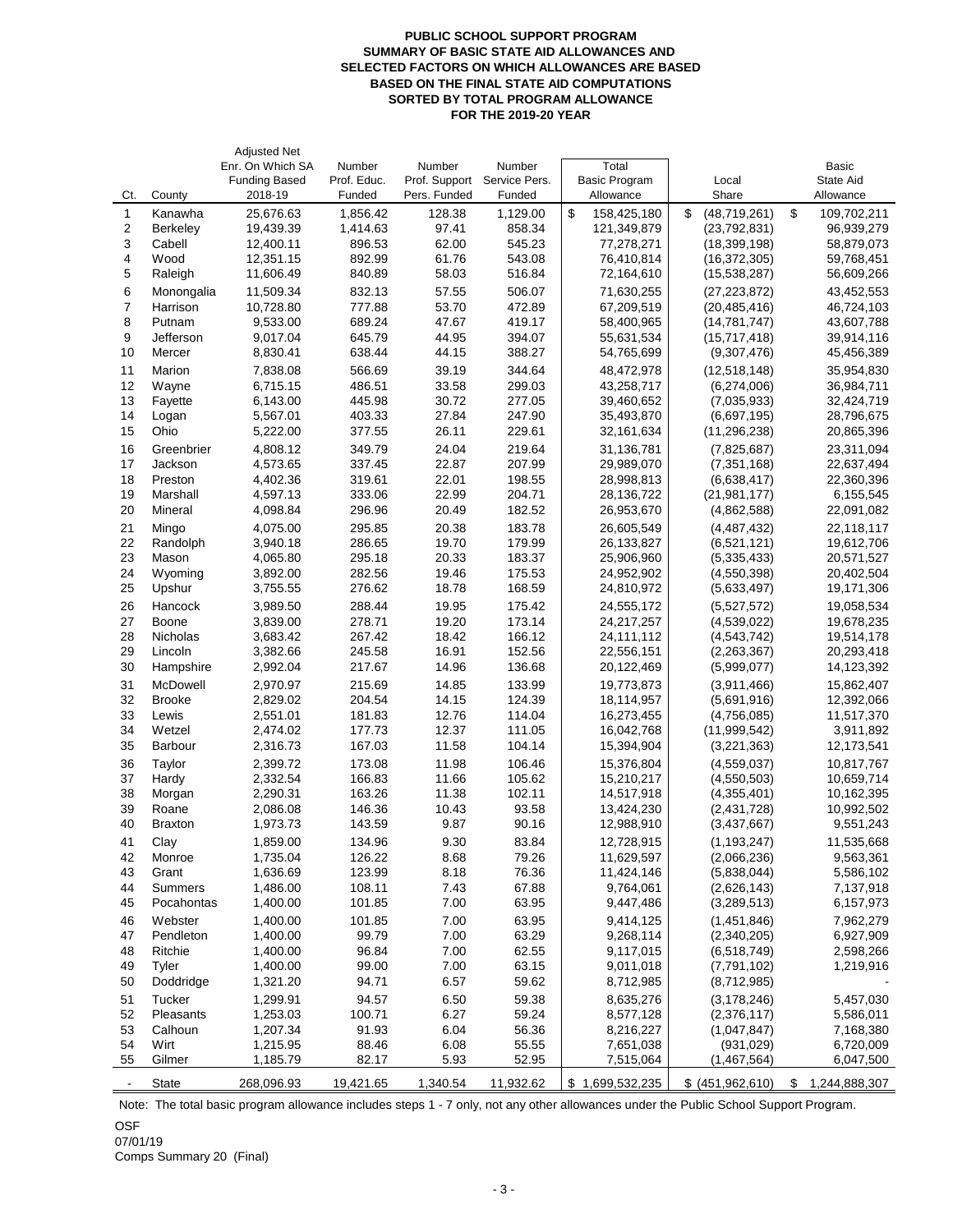**PUBLIC SCHOOL SUPPORT PROGRAM**
**SUMMARY OF BASIC STATE AID ALLOWANCES AND**
**SELECTED FACTORS ON WHICH ALLOWANCES ARE BASED**
**BASED ON THE FINAL STATE AID COMPUTATIONS**
**SORTED BY TOTAL PROGRAM ALLOWANCE**
**FOR THE 2019-20 YEAR**

| Ct. | County | Adjusted Net Enr. On Which SA Funding Based 2018-19 | Number Prof. Educ. Funded | Number Prof. Support Pers. Funded | Number Service Pers. Funded | Total Basic Program Allowance | Local Share | Basic State Aid Allowance |
|---|---|---|---|---|---|---|---|---|
| 1 | Kanawha | 25,676.63 | 1,856.42 | 128.38 | 1,129.00 | $ 158,425,180 | $ (48,719,261) | $ 109,702,211 |
| 2 | Berkeley | 19,439.39 | 1,414.63 | 97.41 | 858.34 | 121,349,879 | (23,792,831) | 96,939,279 |
| 3 | Cabell | 12,400.11 | 896.53 | 62.00 | 545.23 | 77,278,271 | (18,399,198) | 58,879,073 |
| 4 | Wood | 12,351.15 | 892.99 | 61.76 | 543.08 | 76,410,814 | (16,372,305) | 59,768,451 |
| 5 | Raleigh | 11,606.49 | 840.89 | 58.03 | 516.84 | 72,164,610 | (15,538,287) | 56,609,266 |
| 6 | Monongalia | 11,509.34 | 832.13 | 57.55 | 506.07 | 71,630,255 | (27,223,872) | 43,452,553 |
| 7 | Harrison | 10,728.80 | 777.88 | 53.70 | 472.89 | 67,209,519 | (20,485,416) | 46,724,103 |
| 8 | Putnam | 9,533.00 | 689.24 | 47.67 | 419.17 | 58,400,965 | (14,781,747) | 43,607,788 |
| 9 | Jefferson | 9,017.04 | 645.79 | 44.95 | 394.07 | 55,631,534 | (15,717,418) | 39,914,116 |
| 10 | Mercer | 8,830.41 | 638.44 | 44.15 | 388.27 | 54,765,699 | (9,307,476) | 45,456,389 |
| 11 | Marion | 7,838.08 | 566.69 | 39.19 | 344.64 | 48,472,978 | (12,518,148) | 35,954,830 |
| 12 | Wayne | 6,715.15 | 486.51 | 33.58 | 299.03 | 43,258,717 | (6,274,006) | 36,984,711 |
| 13 | Fayette | 6,143.00 | 445.98 | 30.72 | 277.05 | 39,460,652 | (7,035,933) | 32,424,719 |
| 14 | Logan | 5,567.01 | 403.33 | 27.84 | 247.90 | 35,493,870 | (6,697,195) | 28,796,675 |
| 15 | Ohio | 5,222.00 | 377.55 | 26.11 | 229.61 | 32,161,634 | (11,296,238) | 20,865,396 |
| 16 | Greenbrier | 4,808.12 | 349.79 | 24.04 | 219.64 | 31,136,781 | (7,825,687) | 23,311,094 |
| 17 | Jackson | 4,573.65 | 337.45 | 22.87 | 207.99 | 29,989,070 | (7,351,168) | 22,637,494 |
| 18 | Preston | 4,402.36 | 319.61 | 22.01 | 198.55 | 28,998,813 | (6,638,417) | 22,360,396 |
| 19 | Marshall | 4,597.13 | 333.06 | 22.99 | 204.71 | 28,136,722 | (21,981,177) | 6,155,545 |
| 20 | Mineral | 4,098.84 | 296.96 | 20.49 | 182.52 | 26,953,670 | (4,862,588) | 22,091,082 |
| 21 | Mingo | 4,075.00 | 295.85 | 20.38 | 183.78 | 26,605,549 | (4,487,432) | 22,118,117 |
| 22 | Randolph | 3,940.18 | 286.65 | 19.70 | 179.99 | 26,133,827 | (6,521,121) | 19,612,706 |
| 23 | Mason | 4,065.80 | 295.18 | 20.33 | 183.37 | 25,906,960 | (5,335,433) | 20,571,527 |
| 24 | Wyoming | 3,892.00 | 282.56 | 19.46 | 175.53 | 24,952,902 | (4,550,398) | 20,402,504 |
| 25 | Upshur | 3,755.55 | 276.62 | 18.78 | 168.59 | 24,810,972 | (5,633,497) | 19,171,306 |
| 26 | Hancock | 3,989.50 | 288.44 | 19.95 | 175.42 | 24,555,172 | (5,527,572) | 19,058,534 |
| 27 | Boone | 3,839.00 | 278.71 | 19.20 | 173.14 | 24,217,257 | (4,539,022) | 19,678,235 |
| 28 | Nicholas | 3,683.42 | 267.42 | 18.42 | 166.12 | 24,111,112 | (4,543,742) | 19,514,178 |
| 29 | Lincoln | 3,382.66 | 245.58 | 16.91 | 152.56 | 22,556,151 | (2,263,367) | 20,293,418 |
| 30 | Hampshire | 2,992.04 | 217.67 | 14.96 | 136.68 | 20,122,469 | (5,999,077) | 14,123,392 |
| 31 | McDowell | 2,970.97 | 215.69 | 14.85 | 133.99 | 19,773,873 | (3,911,466) | 15,862,407 |
| 32 | Brooke | 2,829.02 | 204.54 | 14.15 | 124.39 | 18,114,957 | (5,691,916) | 12,392,066 |
| 33 | Lewis | 2,551.01 | 181.83 | 12.76 | 114.04 | 16,273,455 | (4,756,085) | 11,517,370 |
| 34 | Wetzel | 2,474.02 | 177.73 | 12.37 | 111.05 | 16,042,768 | (11,999,542) | 3,911,892 |
| 35 | Barbour | 2,316.73 | 167.03 | 11.58 | 104.14 | 15,394,904 | (3,221,363) | 12,173,541 |
| 36 | Taylor | 2,399.72 | 173.08 | 11.98 | 106.46 | 15,376,804 | (4,559,037) | 10,817,767 |
| 37 | Hardy | 2,332.54 | 166.83 | 11.66 | 105.62 | 15,210,217 | (4,550,503) | 10,659,714 |
| 38 | Morgan | 2,290.31 | 163.26 | 11.38 | 102.11 | 14,517,918 | (4,355,401) | 10,162,395 |
| 39 | Roane | 2,086.08 | 146.36 | 10.43 | 93.58 | 13,424,230 | (2,431,728) | 10,992,502 |
| 40 | Braxton | 1,973.73 | 143.59 | 9.87 | 90.16 | 12,988,910 | (3,437,667) | 9,551,243 |
| 41 | Clay | 1,859.00 | 134.96 | 9.30 | 83.84 | 12,728,915 | (1,193,247) | 11,535,668 |
| 42 | Monroe | 1,735.04 | 126.22 | 8.68 | 79.26 | 11,629,597 | (2,066,236) | 9,563,361 |
| 43 | Grant | 1,636.69 | 123.99 | 8.18 | 76.36 | 11,424,146 | (5,838,044) | 5,586,102 |
| 44 | Summers | 1,486.00 | 108.11 | 7.43 | 67.88 | 9,764,061 | (2,626,143) | 7,137,918 |
| 45 | Pocahontas | 1,400.00 | 101.85 | 7.00 | 63.95 | 9,447,486 | (3,289,513) | 6,157,973 |
| 46 | Webster | 1,400.00 | 101.85 | 7.00 | 63.95 | 9,414,125 | (1,451,846) | 7,962,279 |
| 47 | Pendleton | 1,400.00 | 99.79 | 7.00 | 63.29 | 9,268,114 | (2,340,205) | 6,927,909 |
| 48 | Ritchie | 1,400.00 | 96.84 | 7.00 | 62.55 | 9,117,015 | (6,518,749) | 2,598,266 |
| 49 | Tyler | 1,400.00 | 99.00 | 7.00 | 63.15 | 9,011,018 | (7,791,102) | 1,219,916 |
| 50 | Doddridge | 1,321.20 | 94.71 | 6.57 | 59.62 | 8,712,985 | (8,712,985) | - |
| 51 | Tucker | 1,299.91 | 94.57 | 6.50 | 59.38 | 8,635,276 | (3,178,246) | 5,457,030 |
| 52 | Pleasants | 1,253.03 | 100.71 | 6.27 | 59.24 | 8,577,128 | (2,376,117) | 5,586,011 |
| 53 | Calhoun | 1,207.34 | 91.93 | 6.04 | 56.36 | 8,216,227 | (1,047,847) | 7,168,380 |
| 54 | Wirt | 1,215.95 | 88.46 | 6.08 | 55.55 | 7,651,038 | (931,029) | 6,720,009 |
| 55 | Gilmer | 1,185.79 | 82.17 | 5.93 | 52.95 | 7,515,064 | (1,467,564) | 6,047,500 |
| - | State | 268,096.93 | 19,421.65 | 1,340.54 | 11,932.62 | $ 1,699,532,235 | $ (451,962,610) | $ 1,244,888,307 |

Note: The total basic program allowance includes steps 1 - 7 only, not any other allowances under the Public School Support Program.

OSF
07/01/19
Comps Summary 20 (Final)